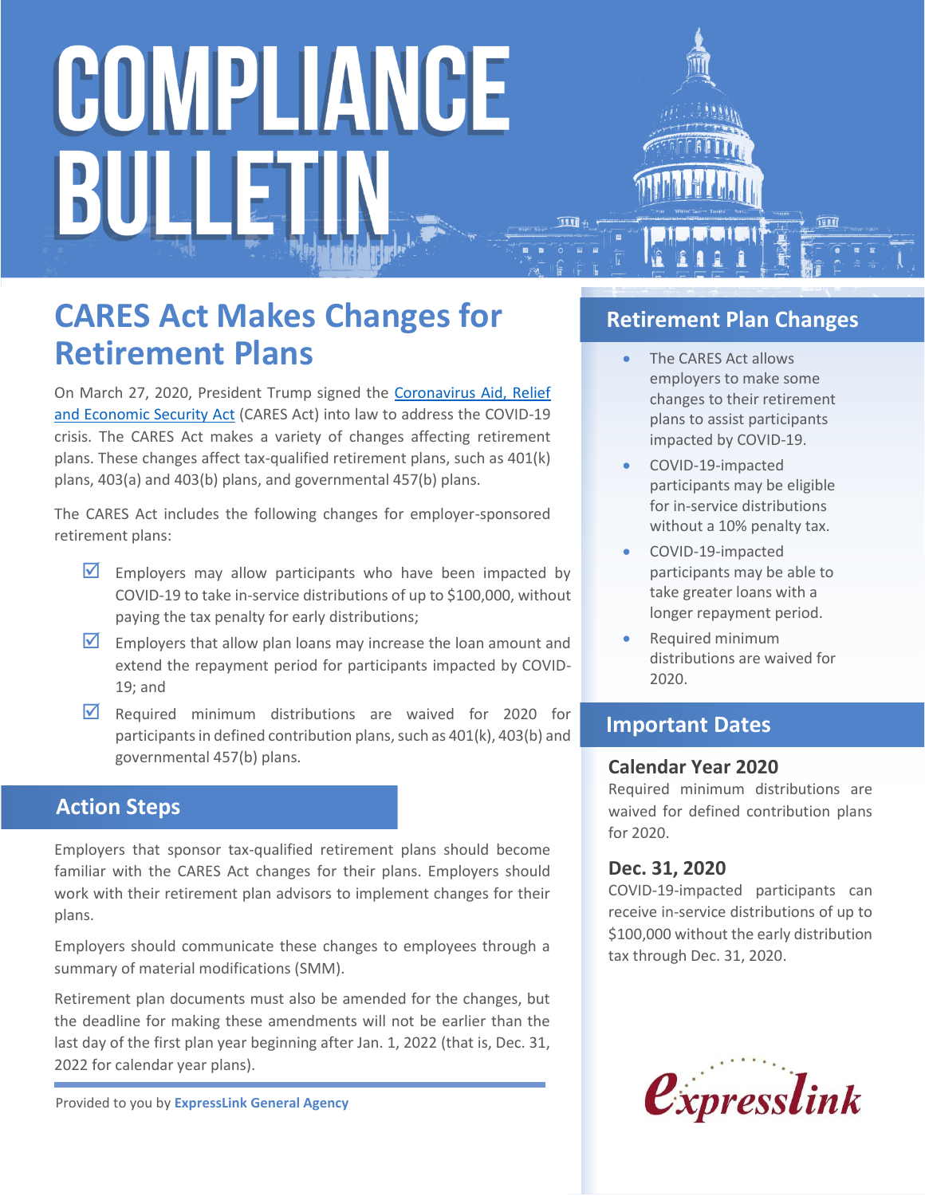# COMPLIANCE BULLETIN

## CARES Act Makes Changes for Retirement Plans

On March 27, 2020, President Trump signed the [Coronavirus Aid, Relief and Economic Security Act](#) (CARES Act) into law to address the COVID-19 crisis. The CARES Act makes a variety of changes affecting retirement plans. These changes affect tax-qualified retirement plans, such as 401(k) plans, 403(a) and 403(b) plans, and governmental 457(b) plans.

The CARES Act includes the following changes for employer-sponsored retirement plans:

- ☑ Employers may allow participants who have been impacted by COVID-19 to take in-service distributions of up to $100,000, without paying the tax penalty for early distributions;
- ☑ Employers that allow plan loans may increase the loan amount and extend the repayment period for participants impacted by COVID-19; and
- ☑ Required minimum distributions are waived for 2020 for participants in defined contribution plans, such as 401(k), 403(b) and governmental 457(b) plans.

### Action Steps

Employers that sponsor tax-qualified retirement plans should become familiar with the CARES Act changes for their plans. Employers should work with their retirement plan advisors to implement changes for their plans.

Employers should communicate these changes to employees through a summary of material modifications (SMM).

Retirement plan documents must also be amended for the changes, but the deadline for making these amendments will not be earlier than the last day of the first plan year beginning after Jan. 1, 2022 (that is, Dec. 31, 2022 for calendar year plans).

Provided to you by **ExpressLink General Agency**

### Retirement Plan Changes

- The CARES Act allows employers to make some changes to their retirement plans to assist participants impacted by COVID-19.
- COVID-19-impacted participants may be eligible for in-service distributions without a 10% penalty tax.
- COVID-19-impacted participants may be able to take greater loans with a longer repayment period.
- Required minimum distributions are waived for 2020.

### Important Dates

**Calendar Year 2020**

Required minimum distributions are waived for defined contribution plans for 2020.

**Dec. 31, 2020**

COVID-19-impacted participants can receive in-service distributions of up to $100,000 without the early distribution tax through Dec. 31, 2020.

Expresslink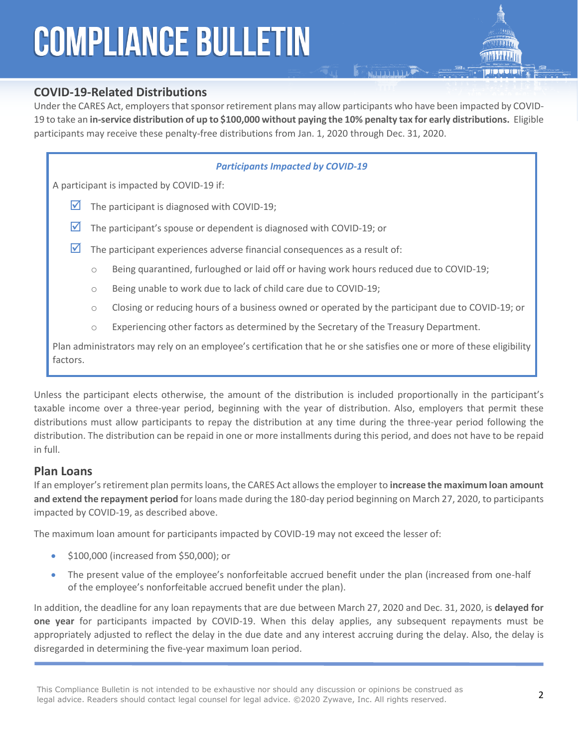## COVID-19-Related Distributions

Under the CARES Act, employers that sponsor retirement plans may allow participants who have been impacted by COVID-19 to take an **in-service distribution of up to $100,000 without paying the 10% penalty tax for early distributions.** Eligible participants may receive these penalty-free distributions from Jan. 1, 2020 through Dec. 31, 2020.

***Participants Impacted by COVID-19***

A participant is impacted by COVID-19 if:

- ☑ The participant is diagnosed with COVID-19;
- ☑ The participant's spouse or dependent is diagnosed with COVID-19; or
- ☑ The participant experiences adverse financial consequences as a result of:
  - Being quarantined, furloughed or laid off or having work hours reduced due to COVID-19;
  - Being unable to work due to lack of child care due to COVID-19;
  - Closing or reducing hours of a business owned or operated by the participant due to COVID-19; or
  - Experiencing other factors as determined by the Secretary of the Treasury Department.

Plan administrators may rely on an employee's certification that he or she satisfies one or more of these eligibility factors.

Unless the participant elects otherwise, the amount of the distribution is included proportionally in the participant's taxable income over a three-year period, beginning with the year of distribution. Also, employers that permit these distributions must allow participants to repay the distribution at any time during the three-year period following the distribution. The distribution can be repaid in one or more installments during this period, and does not have to be repaid in full.

## Plan Loans

If an employer's retirement plan permits loans, the CARES Act allows the employer to **increase the maximum loan amount and extend the repayment period** for loans made during the 180-day period beginning on March 27, 2020, to participants impacted by COVID-19, as described above.

The maximum loan amount for participants impacted by COVID-19 may not exceed the lesser of:

- $100,000 (increased from $50,000); or
- The present value of the employee's nonforfeitable accrued benefit under the plan (increased from one-half of the employee's nonforfeitable accrued benefit under the plan).

In addition, the deadline for any loan repayments that are due between March 27, 2020 and Dec. 31, 2020, is **delayed for one year** for participants impacted by COVID-19. When this delay applies, any subsequent repayments must be appropriately adjusted to reflect the delay in the due date and any interest accruing during the delay. Also, the delay is disregarded in determining the five-year maximum loan period.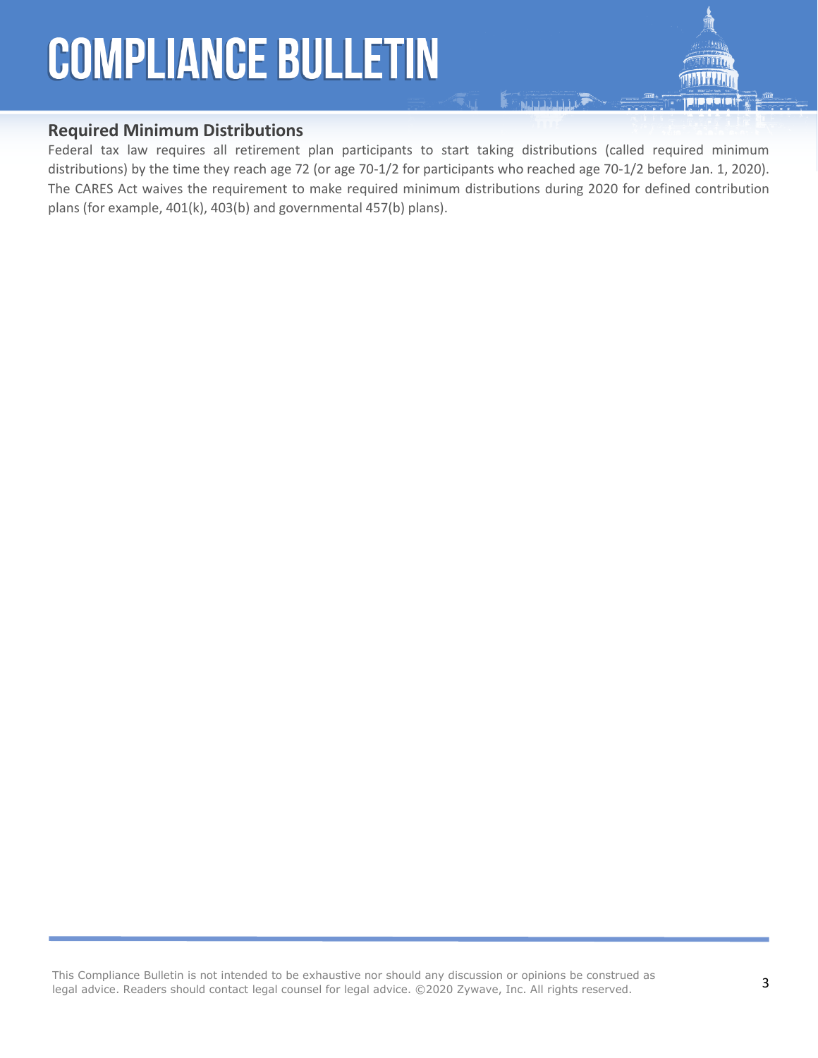## Required Minimum Distributions

Federal tax law requires all retirement plan participants to start taking distributions (called required minimum distributions) by the time they reach age 72 (or age 70-1/2 for participants who reached age 70-1/2 before Jan. 1, 2020). The CARES Act waives the requirement to make required minimum distributions during 2020 for defined contribution plans (for example, 401(k), 403(b) and governmental 457(b) plans).